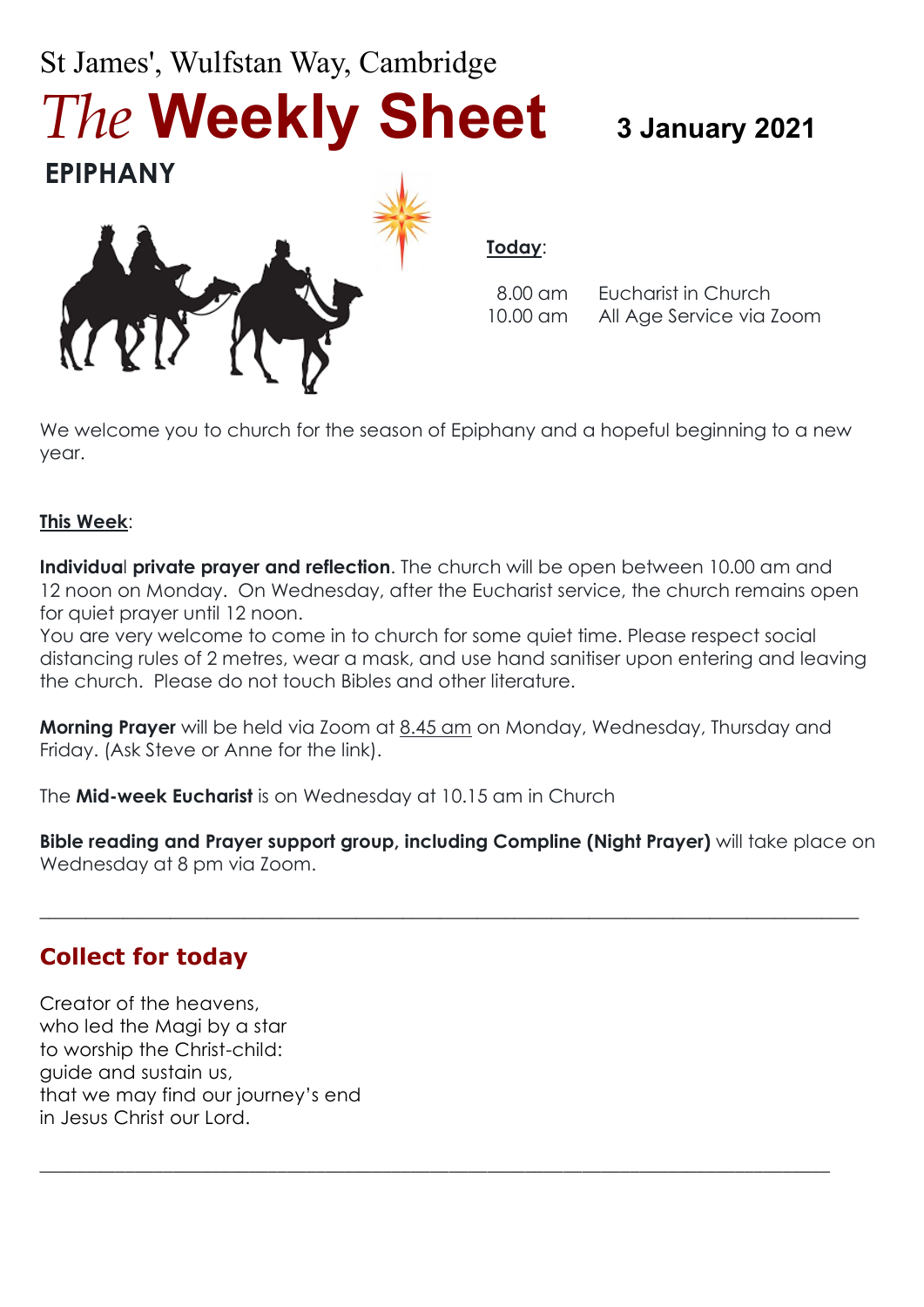St James', Wulfstan Way, Cambridge

# *The* **Weekly Sheet**

**3 January 2021**

## EPIPHANY

**Today**:

| | |
|---|---|
| 8.00 am | Eucharist in Church |
| 10.00 am | All Age Service via Zoom |

We welcome you to church for the season of Epiphany and a hopeful beginning to a new year.

**This Week**:

**Individual private prayer and reflection.** The church will be open between 10.00 am and 12 noon on Monday. On Wednesday, after the Eucharist service, the church remains open for quiet prayer until 12 noon.
You are very welcome to come in to church for some quiet time. Please respect social distancing rules of 2 metres, wear a mask, and use hand sanitiser upon entering and leaving the church. Please do not touch Bibles and other literature.

**Morning Prayer** will be held via Zoom at 8.45 am on Monday, Wednesday, Thursday and Friday. (Ask Steve or Anne for the link).

The **Mid-week Eucharist** is on Wednesday at 10.15 am in Church

**Bible reading and Prayer support group, including Compline (Night Prayer)** will take place on Wednesday at 8 pm via Zoom.

---

## Collect for today

Creator of the heavens,
who led the Magi by a star
to worship the Christ-child:
guide and sustain us,
that we may find our journey's end
in Jesus Christ our Lord.

---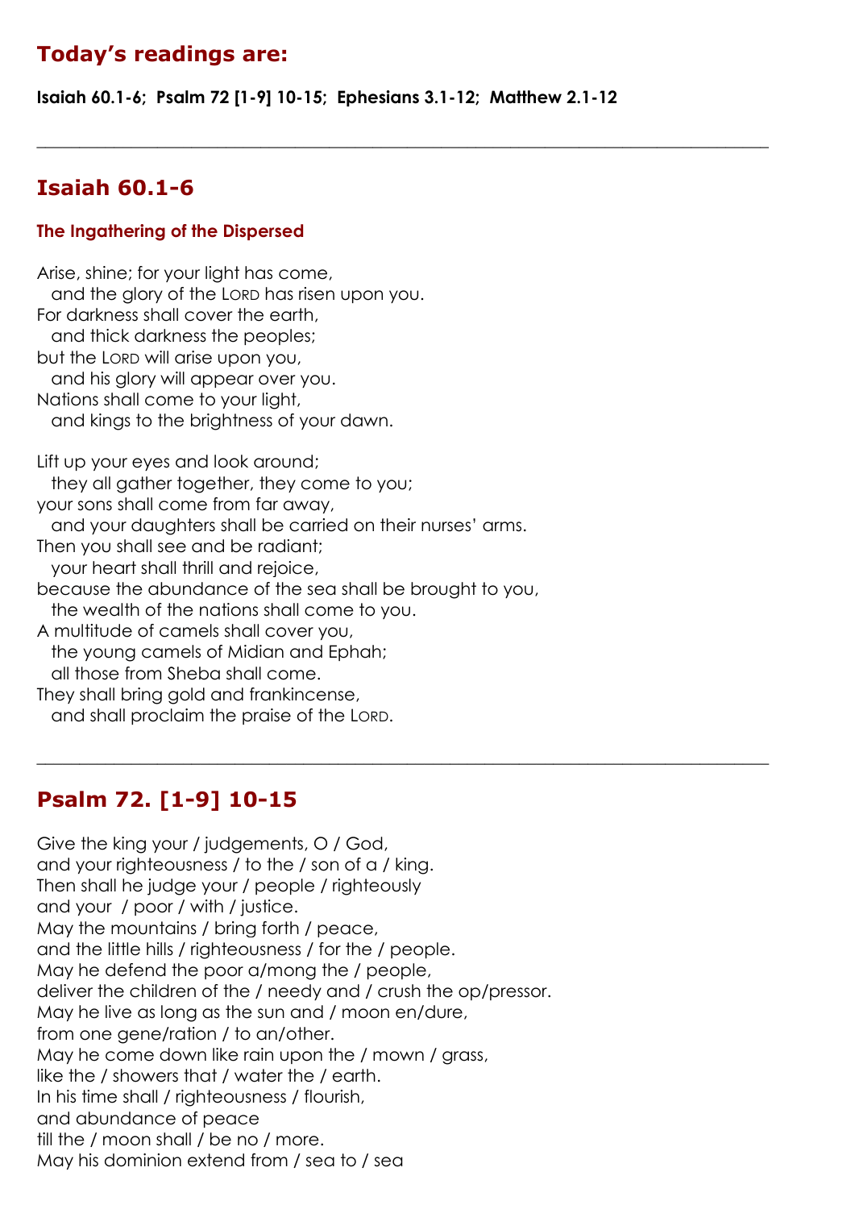## Today's readings are:

**Isaiah 60.1-6; Psalm 72 [1-9] 10-15; Ephesians 3.1-12; Matthew 2.1-12**

---

## Isaiah 60.1-6

### The Ingathering of the Dispersed

Arise, shine; for your light has come,
  and the glory of the LORD has risen upon you.
For darkness shall cover the earth,
  and thick darkness the peoples;
but the LORD will arise upon you,
  and his glory will appear over you.
Nations shall come to your light,
  and kings to the brightness of your dawn.

Lift up your eyes and look around;
  they all gather together, they come to you;
your sons shall come from far away,
  and your daughters shall be carried on their nurses' arms.
Then you shall see and be radiant;
  your heart shall thrill and rejoice,
because the abundance of the sea shall be brought to you,
  the wealth of the nations shall come to you.
A multitude of camels shall cover you,
  the young camels of Midian and Ephah;
  all those from Sheba shall come.
They shall bring gold and frankincense,
  and shall proclaim the praise of the LORD.

---

## Psalm 72. [1-9] 10-15

Give the king your / judgements, O / God,
and your righteousness / to the / son of a / king.
Then shall he judge your / people / righteously
and your / poor / with / justice.
May the mountains / bring forth / peace,
and the little hills / righteousness / for the / people.
May he defend the poor a/mong the / people,
deliver the children of the / needy and / crush the op/pressor.
May he live as long as the sun and / moon en/dure,
from one gene/ration / to an/other.
May he come down like rain upon the / mown / grass,
like the / showers that / water the / earth.
In his time shall / righteousness / flourish,
and abundance of peace
till the / moon shall / be no / more.
May his dominion extend from / sea to / sea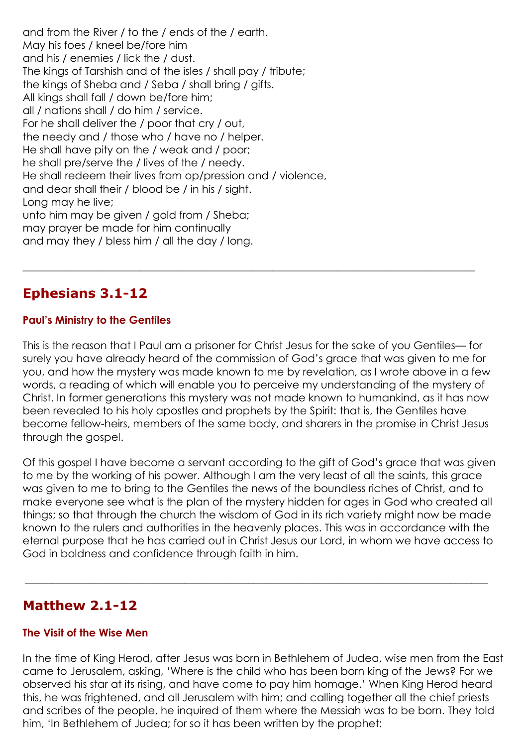and from the River / to the / ends of the / earth.
May his foes / kneel be/fore him
and his / enemies / lick the / dust.
The kings of Tarshish and of the isles / shall pay / tribute;
the kings of Sheba and / Seba / shall bring / gifts.
All kings shall fall / down be/fore him;
all / nations shall / do him / service.
For he shall deliver the / poor that cry / out,
the needy and / those who / have no / helper.
He shall have pity on the / weak and / poor;
he shall pre/serve the / lives of the / needy.
He shall redeem their lives from op/pression and / violence,
and dear shall their / blood be / in his / sight.
Long may he live;
unto him may be given / gold from / Sheba;
may prayer be made for him continually
and may they / bless him / all the day / long.

---

## Ephesians 3.1-12

### Paul's Ministry to the Gentiles

This is the reason that I Paul am a prisoner for Christ Jesus for the sake of you Gentiles— for surely you have already heard of the commission of God's grace that was given to me for you, and how the mystery was made known to me by revelation, as I wrote above in a few words, a reading of which will enable you to perceive my understanding of the mystery of Christ. In former generations this mystery was not made known to humankind, as it has now been revealed to his holy apostles and prophets by the Spirit: that is, the Gentiles have become fellow-heirs, members of the same body, and sharers in the promise in Christ Jesus through the gospel.

Of this gospel I have become a servant according to the gift of God's grace that was given to me by the working of his power. Although I am the very least of all the saints, this grace was given to me to bring to the Gentiles the news of the boundless riches of Christ, and to make everyone see what is the plan of the mystery hidden for ages in God who created all things; so that through the church the wisdom of God in its rich variety might now be made known to the rulers and authorities in the heavenly places. This was in accordance with the eternal purpose that he has carried out in Christ Jesus our Lord, in whom we have access to God in boldness and confidence through faith in him.

---

## Matthew 2.1-12

### The Visit of the Wise Men

In the time of King Herod, after Jesus was born in Bethlehem of Judea, wise men from the East came to Jerusalem, asking, 'Where is the child who has been born king of the Jews? For we observed his star at its rising, and have come to pay him homage.' When King Herod heard this, he was frightened, and all Jerusalem with him; and calling together all the chief priests and scribes of the people, he inquired of them where the Messiah was to be born. They told him, 'In Bethlehem of Judea; for so it has been written by the prophet: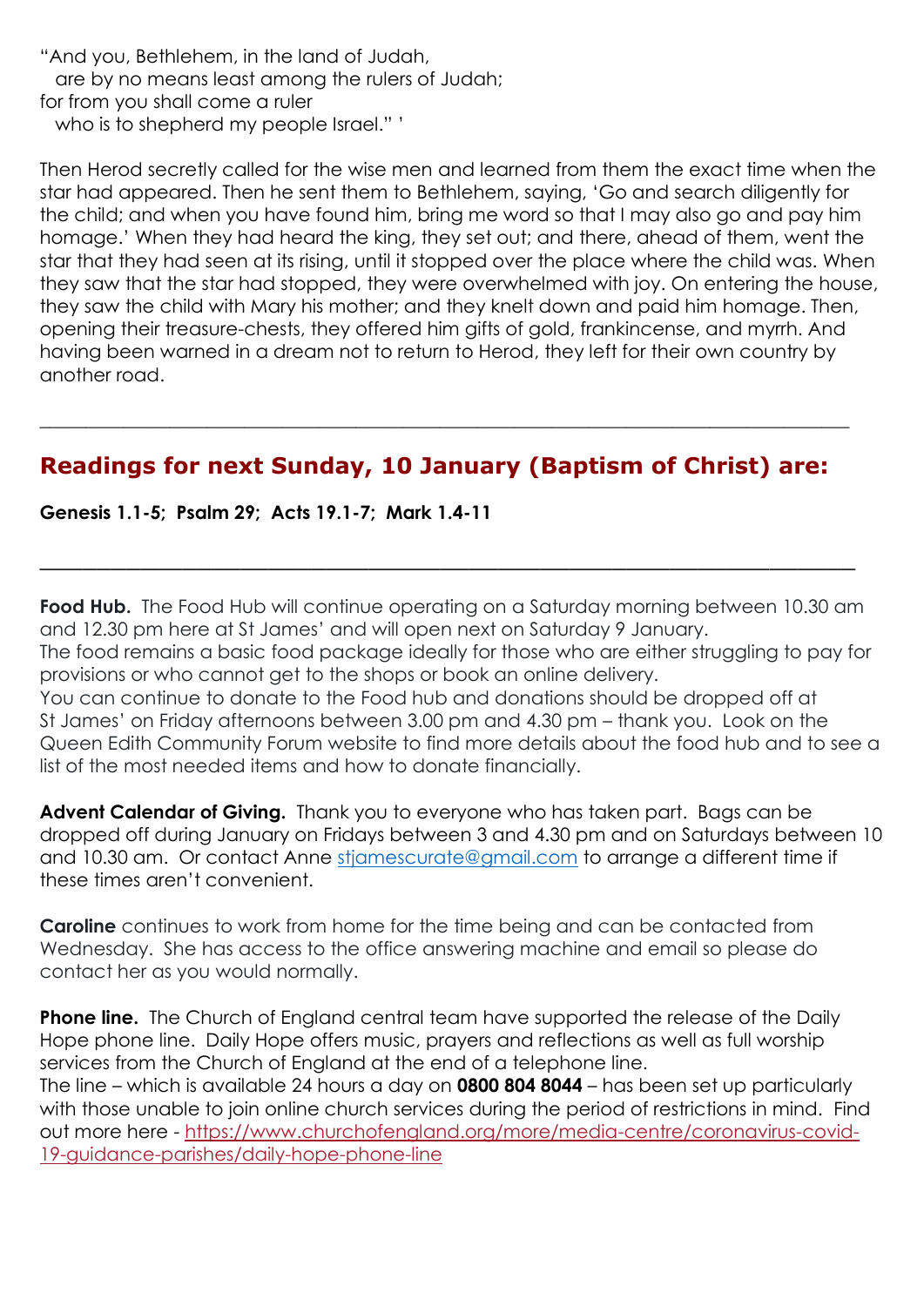"And you, Bethlehem, in the land of Judah,
  are by no means least among the rulers of Judah;
for from you shall come a ruler
  who is to shepherd my people Israel." '

Then Herod secretly called for the wise men and learned from them the exact time when the star had appeared. Then he sent them to Bethlehem, saying, 'Go and search diligently for the child; and when you have found him, bring me word so that I may also go and pay him homage.' When they had heard the king, they set out; and there, ahead of them, went the star that they had seen at its rising, until it stopped over the place where the child was. When they saw that the star had stopped, they were overwhelmed with joy. On entering the house, they saw the child with Mary his mother; and they knelt down and paid him homage. Then, opening their treasure-chests, they offered him gifts of gold, frankincense, and myrrh. And having been warned in a dream not to return to Herod, they left for their own country by another road.

---

## Readings for next Sunday, 10 January (Baptism of Christ) are:

**Genesis 1.1-5; Psalm 29; Acts 19.1-7; Mark 1.4-11**

---

**Food Hub.** The Food Hub will continue operating on a Saturday morning between 10.30 am and 12.30 pm here at St James' and will open next on Saturday 9 January.
The food remains a basic food package ideally for those who are either struggling to pay for provisions or who cannot get to the shops or book an online delivery.
You can continue to donate to the Food hub and donations should be dropped off at St James' on Friday afternoons between 3.00 pm and 4.30 pm – thank you. Look on the Queen Edith Community Forum website to find more details about the food hub and to see a list of the most needed items and how to donate financially.

**Advent Calendar of Giving.** Thank you to everyone who has taken part. Bags can be dropped off during January on Fridays between 3 and 4.30 pm and on Saturdays between 10 and 10.30 am. Or contact Anne stjamescurate@gmail.com to arrange a different time if these times aren't convenient.

**Caroline** continues to work from home for the time being and can be contacted from Wednesday. She has access to the office answering machine and email so please do contact her as you would normally.

**Phone line.** The Church of England central team have supported the release of the Daily Hope phone line. Daily Hope offers music, prayers and reflections as well as full worship services from the Church of England at the end of a telephone line.
The line – which is available 24 hours a day on **0800 804 8044** – has been set up particularly with those unable to join online church services during the period of restrictions in mind. Find out more here - https://www.churchofengland.org/more/media-centre/coronavirus-covid-19-guidance-parishes/daily-hope-phone-line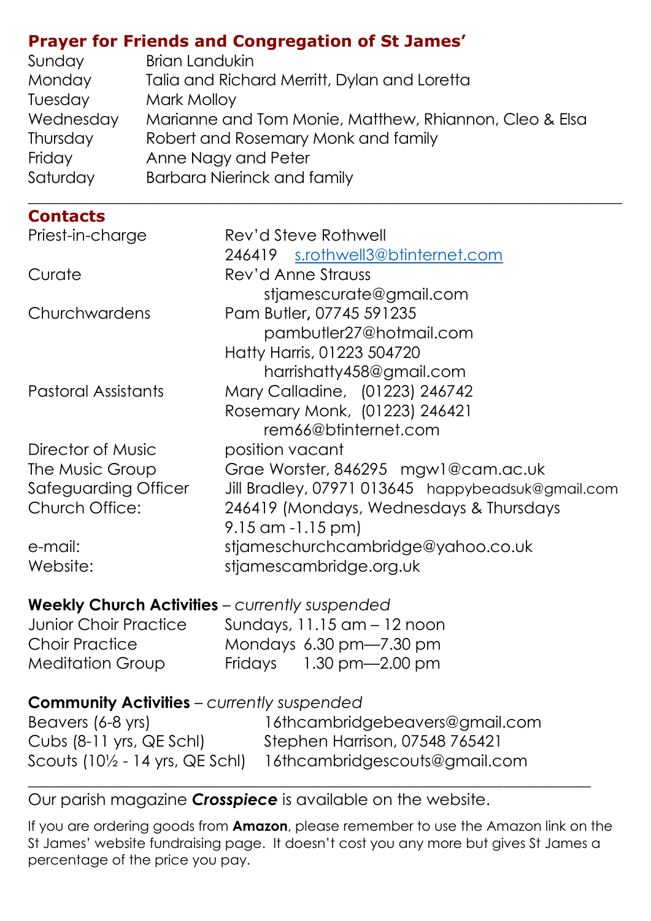## Prayer for Friends and Congregation of St James'

| | |
|---|---|
| Sunday | Brian Landukin |
| Monday | Talia and Richard Merritt, Dylan and Loretta |
| Tuesday | Mark Molloy |
| Wednesday | Marianne and Tom Monie, Matthew, Rhiannon, Cleo & Elsa |
| Thursday | Robert and Rosemary Monk and family |
| Friday | Anne Nagy and Peter |
| Saturday | Barbara Nierinck and family |

---

## Contacts

| | |
|---|---|
| Priest-in-charge | Rev'd Steve Rothwell<br>246419 s.rothwell3@btinternet.com |
| Curate | Rev'd Anne Strauss<br>stjamescurate@gmail.com |
| Churchwardens | Pam Butler, 07745 591235<br>pambutler27@hotmail.com<br>Hatty Harris, 01223 504720<br>harrishatty458@gmail.com |
| Pastoral Assistants | Mary Calladine, (01223) 246742<br>Rosemary Monk, (01223) 246421<br>rem66@btinternet.com |
| Director of Music | position vacant |
| The Music Group | Grae Worster, 846295 mgw1@cam.ac.uk |
| Safeguarding Officer | Jill Bradley, 07971 013645 happybeadsuk@gmail.com |
| Church Office: | 246419 (Mondays, Wednesdays & Thursdays 9.15 am -1.15 pm) |
| e-mail: | stjameschurchcambridge@yahoo.co.uk |
| Website: | stjamescambridge.org.uk |

**Weekly Church Activities** – *currently suspended*

| | |
|---|---|
| Junior Choir Practice | Sundays, 11.15 am – 12 noon |
| Choir Practice | Mondays 6.30 pm—7.30 pm |
| Meditation Group | Fridays 1.30 pm—2.00 pm |

**Community Activities** – *currently suspended*

| | |
|---|---|
| Beavers (6-8 yrs) | 16thcambridgebeavers@gmail.com |
| Cubs (8-11 yrs, QE Schl) | Stephen Harrison, 07548 765421 |
| Scouts (10½ - 14 yrs, QE Schl) | 16thcambridgescouts@gmail.com |

---

Our parish magazine ***Crosspiece*** is available on the website.

If you are ordering goods from **Amazon**, please remember to use the Amazon link on the St James' website fundraising page. It doesn't cost you any more but gives St James a percentage of the price you pay.